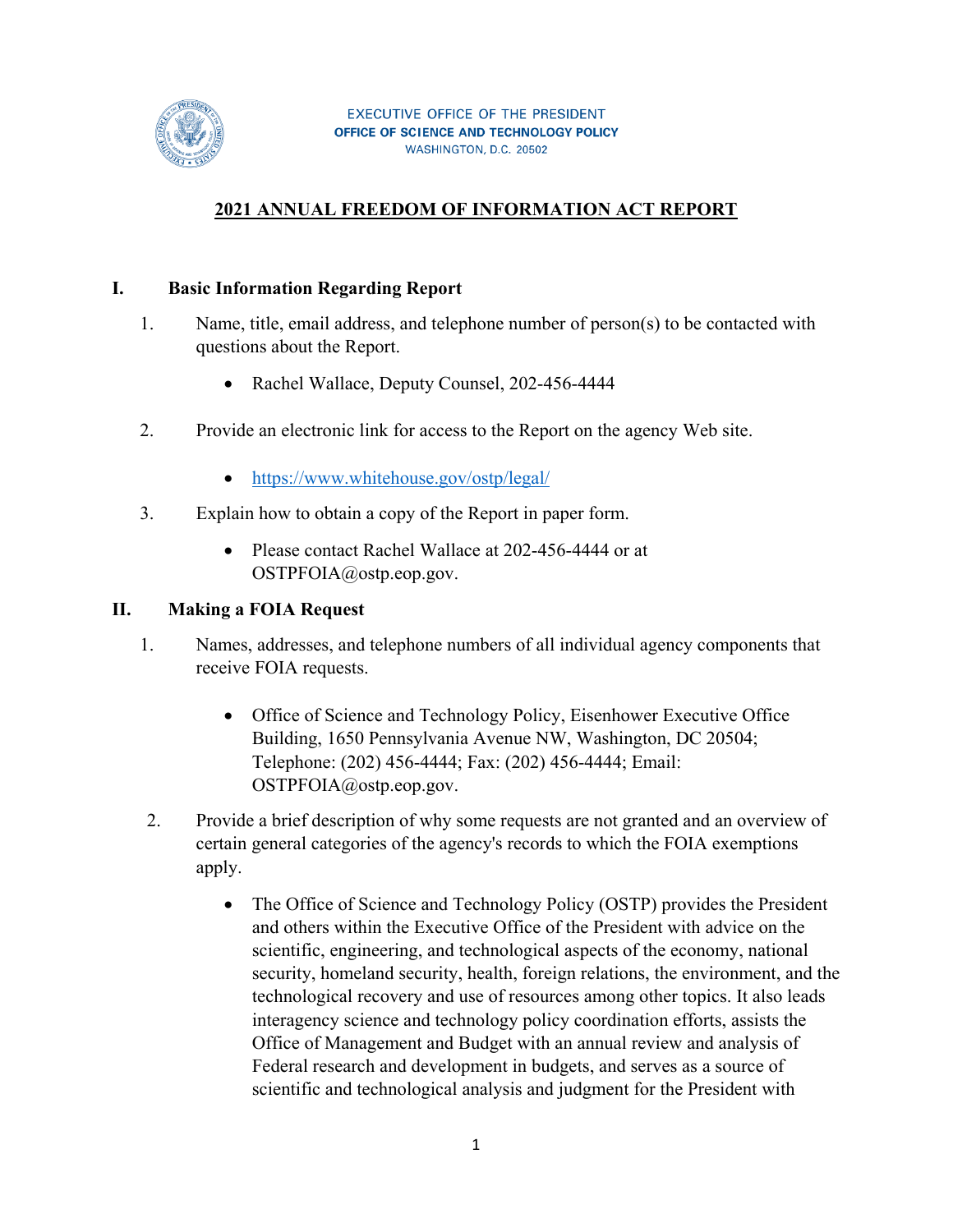EXECUTIVE OFFICE OF THE PRESIDENT
OFFICE OF SCIENCE AND TECHNOLOGY POLICY
WASHINGTON, D.C. 20502

# 2021 ANNUAL FREEDOM OF INFORMATION ACT REPORT

## I. Basic Information Regarding Report

1. Name, title, email address, and telephone number of person(s) to be contacted with questions about the Report.
   - Rachel Wallace, Deputy Counsel, 202-456-4444
2. Provide an electronic link for access to the Report on the agency Web site.
   - https://www.whitehouse.gov/ostp/legal/
3. Explain how to obtain a copy of the Report in paper form.
   - Please contact Rachel Wallace at 202-456-4444 or at OSTPFOIA@ostp.eop.gov.

## II. Making a FOIA Request

1. Names, addresses, and telephone numbers of all individual agency components that receive FOIA requests.
   - Office of Science and Technology Policy, Eisenhower Executive Office Building, 1650 Pennsylvania Avenue NW, Washington, DC 20504; Telephone: (202) 456-4444; Fax: (202) 456-4444; Email: OSTPFOIA@ostp.eop.gov.
2. Provide a brief description of why some requests are not granted and an overview of certain general categories of the agency's records to which the FOIA exemptions apply.
   - The Office of Science and Technology Policy (OSTP) provides the President and others within the Executive Office of the President with advice on the scientific, engineering, and technological aspects of the economy, national security, homeland security, health, foreign relations, the environment, and the technological recovery and use of resources among other topics. It also leads interagency science and technology policy coordination efforts, assists the Office of Management and Budget with an annual review and analysis of Federal research and development in budgets, and serves as a source of scientific and technological analysis and judgment for the President with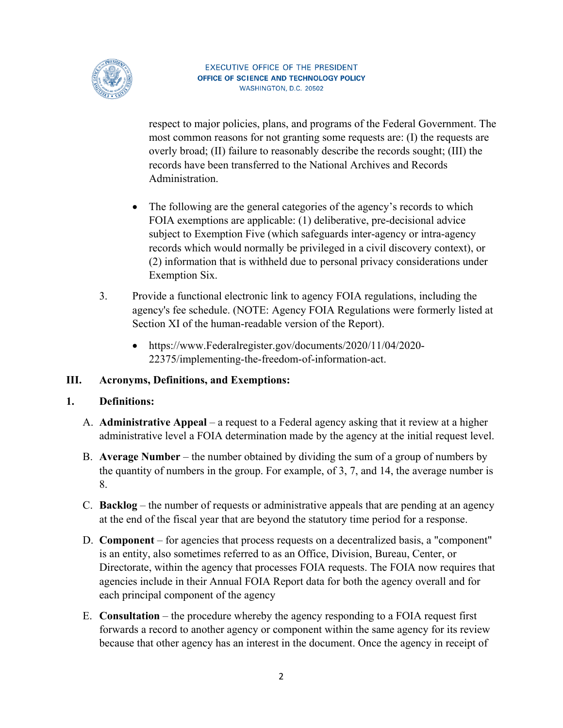respect to major policies, plans, and programs of the Federal Government. The most common reasons for not granting some requests are: (I) the requests are overly broad; (II) failure to reasonably describe the records sought; (III) the records have been transferred to the National Archives and Records Administration.

- The following are the general categories of the agency's records to which FOIA exemptions are applicable: (1) deliberative, pre-decisional advice subject to Exemption Five (which safeguards inter-agency or intra-agency records which would normally be privileged in a civil discovery context), or (2) information that is withheld due to personal privacy considerations under Exemption Six.

3. Provide a functional electronic link to agency FOIA regulations, including the agency's fee schedule. (NOTE: Agency FOIA Regulations were formerly listed at Section XI of the human-readable version of the Report).

   - https://www.Federalregister.gov/documents/2020/11/04/2020-22375/implementing-the-freedom-of-information-act.

## III. Acronyms, Definitions, and Exemptions:

### 1. Definitions:

A. **Administrative Appeal** – a request to a Federal agency asking that it review at a higher administrative level a FOIA determination made by the agency at the initial request level.

B. **Average Number** – the number obtained by dividing the sum of a group of numbers by the quantity of numbers in the group. For example, of 3, 7, and 14, the average number is 8.

C. **Backlog** – the number of requests or administrative appeals that are pending at an agency at the end of the fiscal year that are beyond the statutory time period for a response.

D. **Component** – for agencies that process requests on a decentralized basis, a "component" is an entity, also sometimes referred to as an Office, Division, Bureau, Center, or Directorate, within the agency that processes FOIA requests. The FOIA now requires that agencies include in their Annual FOIA Report data for both the agency overall and for each principal component of the agency

E. **Consultation** – the procedure whereby the agency responding to a FOIA request first forwards a record to another agency or component within the same agency for its review because that other agency has an interest in the document. Once the agency in receipt of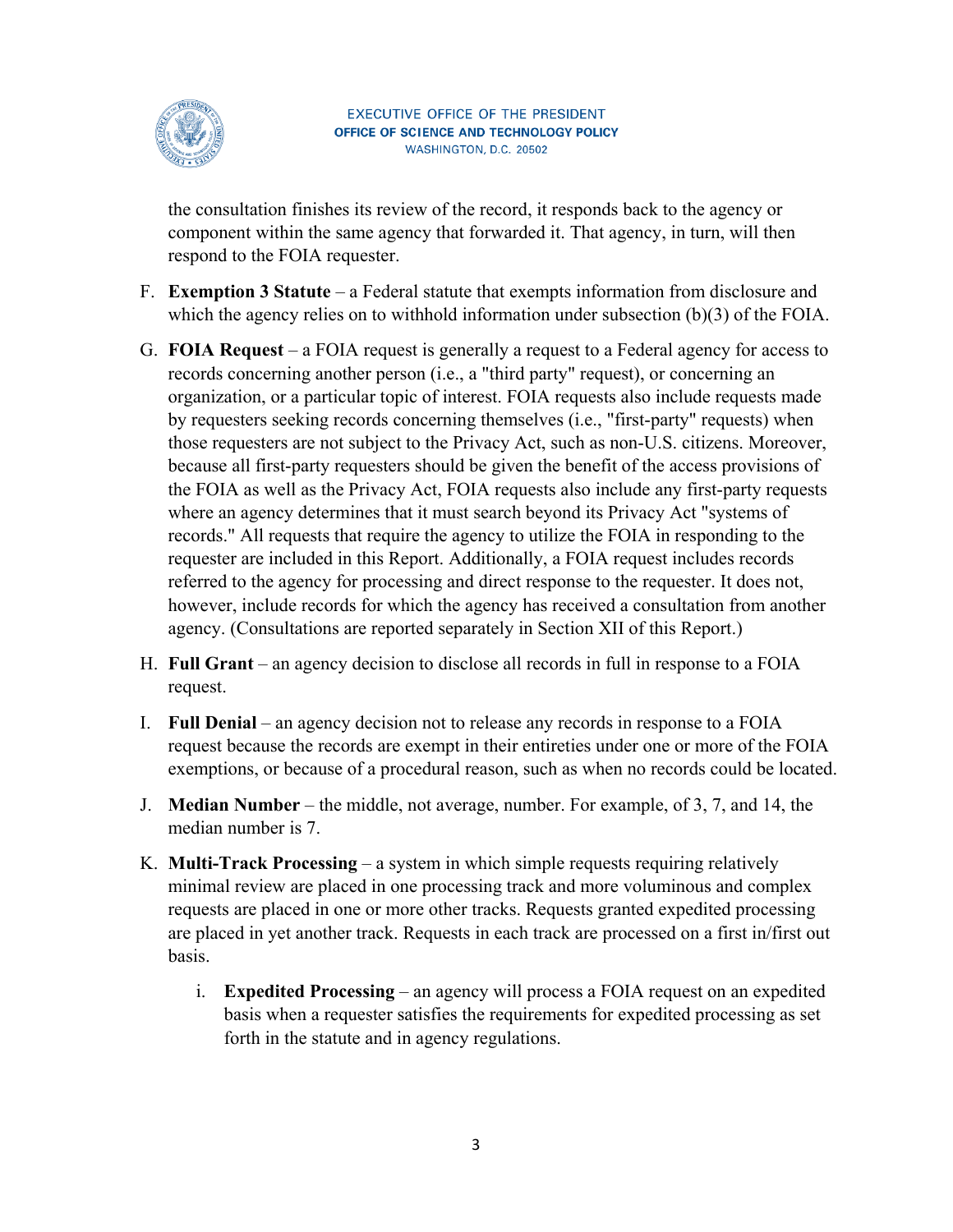the consultation finishes its review of the record, it responds back to the agency or component within the same agency that forwarded it. That agency, in turn, will then respond to the FOIA requester.

F. **Exemption 3 Statute** – a Federal statute that exempts information from disclosure and which the agency relies on to withhold information under subsection (b)(3) of the FOIA.

G. **FOIA Request** – a FOIA request is generally a request to a Federal agency for access to records concerning another person (i.e., a "third party" request), or concerning an organization, or a particular topic of interest. FOIA requests also include requests made by requesters seeking records concerning themselves (i.e., "first-party" requests) when those requesters are not subject to the Privacy Act, such as non-U.S. citizens. Moreover, because all first-party requesters should be given the benefit of the access provisions of the FOIA as well as the Privacy Act, FOIA requests also include any first-party requests where an agency determines that it must search beyond its Privacy Act "systems of records." All requests that require the agency to utilize the FOIA in responding to the requester are included in this Report. Additionally, a FOIA request includes records referred to the agency for processing and direct response to the requester. It does not, however, include records for which the agency has received a consultation from another agency. (Consultations are reported separately in Section XII of this Report.)

H. **Full Grant** – an agency decision to disclose all records in full in response to a FOIA request.

I. **Full Denial** – an agency decision not to release any records in response to a FOIA request because the records are exempt in their entireties under one or more of the FOIA exemptions, or because of a procedural reason, such as when no records could be located.

J. **Median Number** – the middle, not average, number. For example, of 3, 7, and 14, the median number is 7.

K. **Multi-Track Processing** – a system in which simple requests requiring relatively minimal review are placed in one processing track and more voluminous and complex requests are placed in one or more other tracks. Requests granted expedited processing are placed in yet another track. Requests in each track are processed on a first in/first out basis.

   i. **Expedited Processing** – an agency will process a FOIA request on an expedited basis when a requester satisfies the requirements for expedited processing as set forth in the statute and in agency regulations.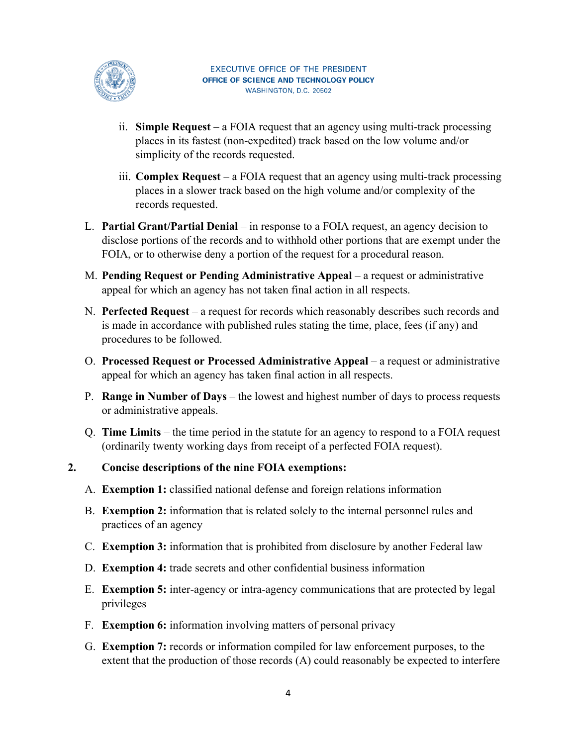ii. **Simple Request** – a FOIA request that an agency using multi-track processing places in its fastest (non-expedited) track based on the low volume and/or simplicity of the records requested.

iii. **Complex Request** – a FOIA request that an agency using multi-track processing places in a slower track based on the high volume and/or complexity of the records requested.

L. **Partial Grant/Partial Denial** – in response to a FOIA request, an agency decision to disclose portions of the records and to withhold other portions that are exempt under the FOIA, or to otherwise deny a portion of the request for a procedural reason.

M. **Pending Request or Pending Administrative Appeal** – a request or administrative appeal for which an agency has not taken final action in all respects.

N. **Perfected Request** – a request for records which reasonably describes such records and is made in accordance with published rules stating the time, place, fees (if any) and procedures to be followed.

O. **Processed Request or Processed Administrative Appeal** – a request or administrative appeal for which an agency has taken final action in all respects.

P. **Range in Number of Days** – the lowest and highest number of days to process requests or administrative appeals.

Q. **Time Limits** – the time period in the statute for an agency to respond to a FOIA request (ordinarily twenty working days from receipt of a perfected FOIA request).

**2. Concise descriptions of the nine FOIA exemptions:**

A. **Exemption 1:** classified national defense and foreign relations information

B. **Exemption 2:** information that is related solely to the internal personnel rules and practices of an agency

C. **Exemption 3:** information that is prohibited from disclosure by another Federal law

D. **Exemption 4:** trade secrets and other confidential business information

E. **Exemption 5:** inter-agency or intra-agency communications that are protected by legal privileges

F. **Exemption 6:** information involving matters of personal privacy

G. **Exemption 7:** records or information compiled for law enforcement purposes, to the extent that the production of those records (A) could reasonably be expected to interfere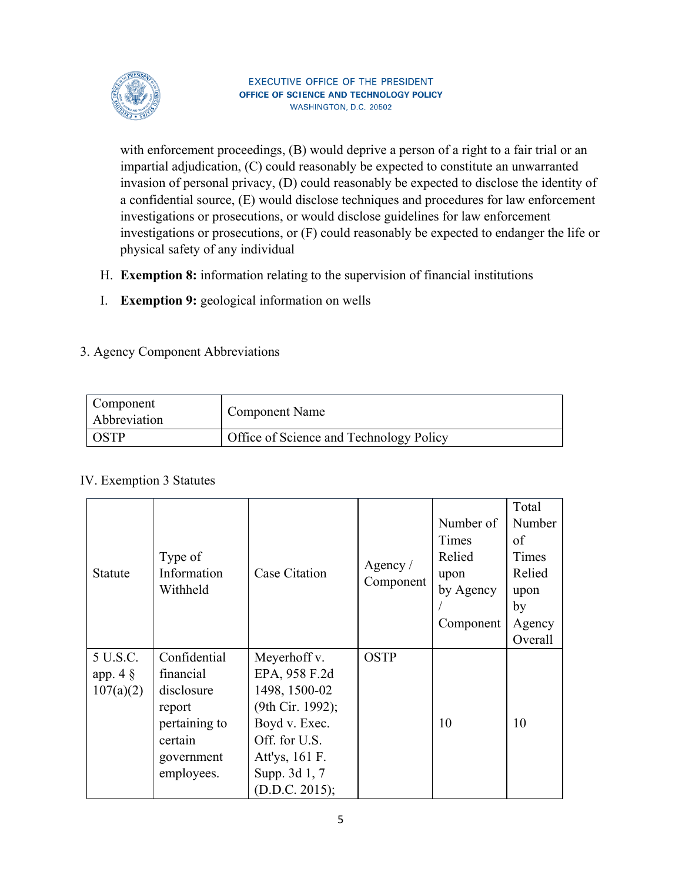with enforcement proceedings, (B) would deprive a person of a right to a fair trial or an impartial adjudication, (C) could reasonably be expected to constitute an unwarranted invasion of personal privacy, (D) could reasonably be expected to disclose the identity of a confidential source, (E) would disclose techniques and procedures for law enforcement investigations or prosecutions, or would disclose guidelines for law enforcement investigations or prosecutions, or (F) could reasonably be expected to endanger the life or physical safety of any individual

H. **Exemption 8:** information relating to the supervision of financial institutions

I. **Exemption 9:** geological information on wells

3. Agency Component Abbreviations

| Component Abbreviation | Component Name |
|---|---|
| OSTP | Office of Science and Technology Policy |

IV. Exemption 3 Statutes

| Statute | Type of Information Withheld | Case Citation | Agency / Component | Number of Times Relied upon by Agency / Component | Total Number of Times Relied upon by Agency Overall |
|---|---|---|---|---|---|
| 5 U.S.C. app. 4 § 107(a)(2) | Confidential financial disclosure report pertaining to certain government employees. | Meyerhoff v. EPA, 958 F.2d 1498, 1500-02 (9th Cir. 1992); Boyd v. Exec. Off. for U.S. Att'ys, 161 F. Supp. 3d 1, 7 (D.D.C. 2015); | OSTP | 10 | 10 |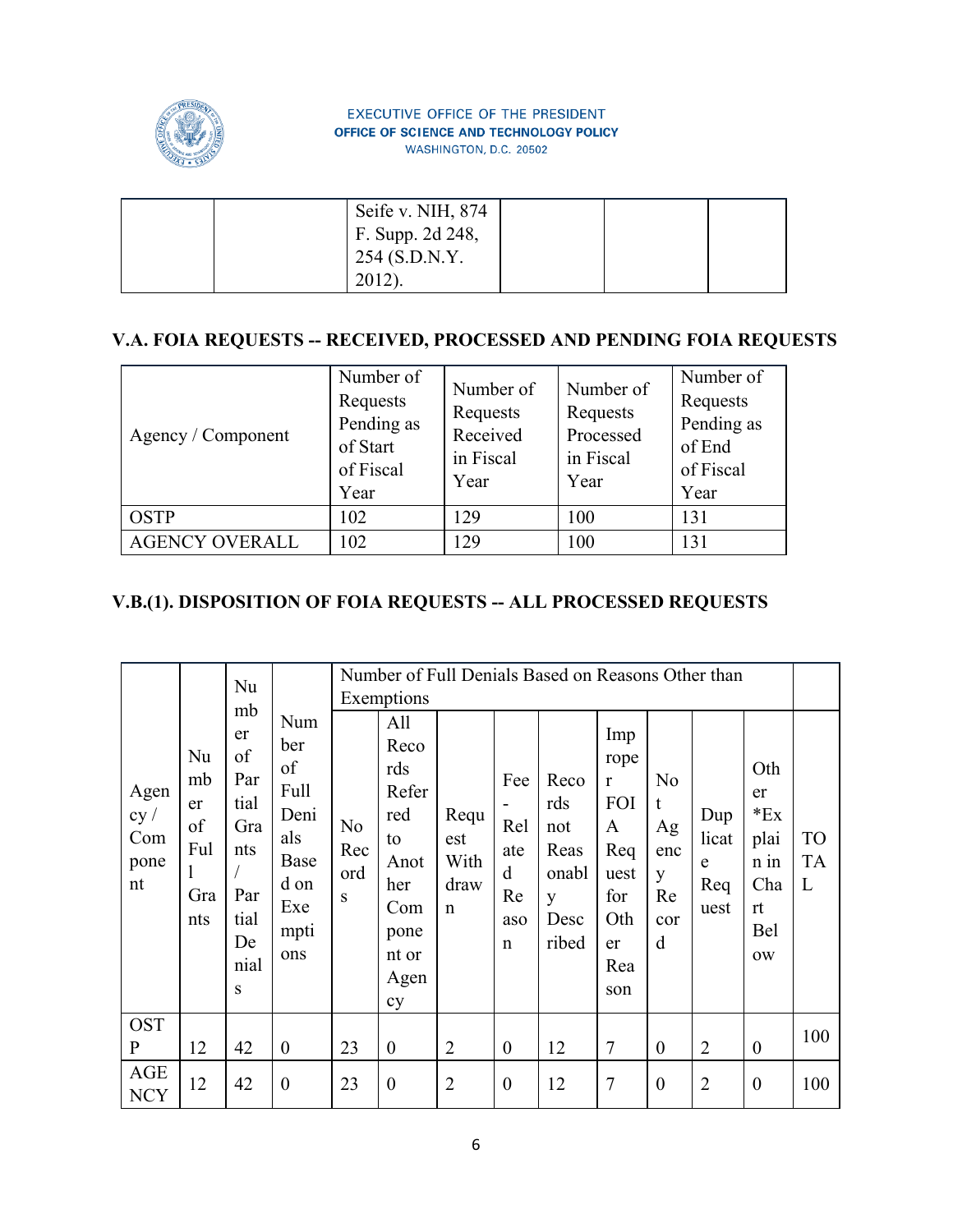EXECUTIVE OFFICE OF THE PRESIDENT
OFFICE OF SCIENCE AND TECHNOLOGY POLICY
WASHINGTON, D.C. 20502

| | | Seife v. NIH, 874 F. Supp. 2d 248, 254 (S.D.N.Y. 2012). | | | |
|---|---|---|---|---|---|

## V.A. FOIA REQUESTS -- RECEIVED, PROCESSED AND PENDING FOIA REQUESTS

| Agency / Component | Number of Requests Pending as of Start of Fiscal Year | Number of Requests Received in Fiscal Year | Number of Requests Processed in Fiscal Year | Number of Requests Pending as of End of Fiscal Year |
|---|---|---|---|---|
| OSTP | 102 | 129 | 100 | 131 |
| AGENCY OVERALL | 102 | 129 | 100 | 131 |

## V.B.(1). DISPOSITION OF FOIA REQUESTS -- ALL PROCESSED REQUESTS

| Agency / Component | Number of Full Grants | Number of Partial Grants / Partial Denials | Number of Full Denials Based on Exemptions | Number of Full Denials Based on Reasons Other than Exemptions | | | | | | | | | TOTAL |
|---|---|---|---|---|---|---|---|---|---|---|---|---|---|
| | | | | No Records | All Records Referred to Another Component or Agency | Request Withdrawn | Fee-Related Reason | Records not Reasonably Described | Improper FOIA Request for Other Reason | Not Agency Record | Duplicate Request | Other *Explain in Chart Below | |
| OSTP | 12 | 42 | 0 | 23 | 0 | 2 | 0 | 12 | 7 | 0 | 2 | 0 | 100 |
| AGENCY | 12 | 42 | 0 | 23 | 0 | 2 | 0 | 12 | 7 | 0 | 2 | 0 | 100 |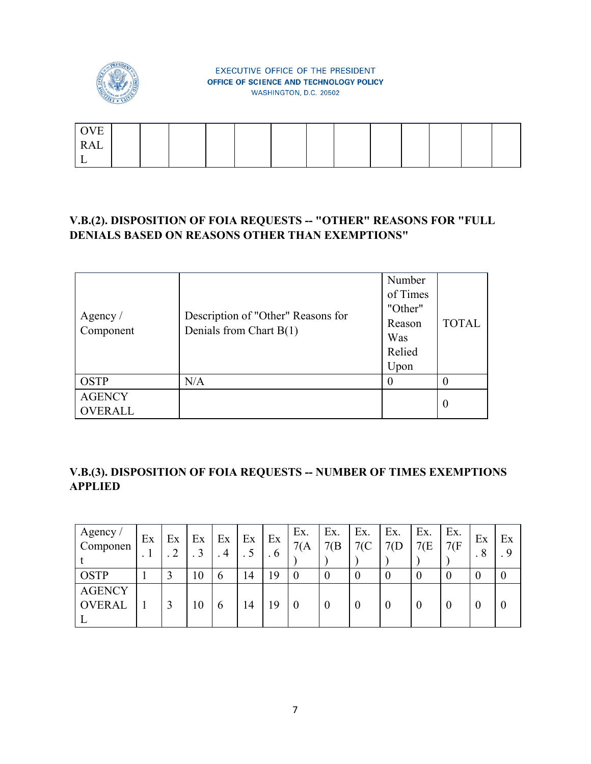| OVERALL | | | | | | | | | | | | | |
|---|---|---|---|---|---|---|---|---|---|---|---|---|---|

## V.B.(2). DISPOSITION OF FOIA REQUESTS -- "OTHER" REASONS FOR "FULL DENIALS BASED ON REASONS OTHER THAN EXEMPTIONS"

| Agency / Component | Description of "Other" Reasons for Denials from Chart B(1) | Number of Times "Other" Reason Was Relied Upon | TOTAL |
|---|---|---|---|
| OSTP | N/A | 0 | 0 |
| AGENCY OVERALL | | | 0 |

## V.B.(3). DISPOSITION OF FOIA REQUESTS -- NUMBER OF TIMES EXEMPTIONS APPLIED

| Agency / Component | Ex. 1 | Ex. 2 | Ex. 3 | Ex. 4 | Ex. 5 | Ex. 6 | Ex. 7(A) | Ex. 7(B) | Ex. 7(C) | Ex. 7(D) | Ex. 7(E) | Ex. 7(F) | Ex. 8 | Ex. 9 |
|---|---|---|---|---|---|---|---|---|---|---|---|---|---|---|
| OSTP | 1 | 3 | 10 | 6 | 14 | 19 | 0 | 0 | 0 | 0 | 0 | 0 | 0 | 0 |
| AGENCY OVERALL | 1 | 3 | 10 | 6 | 14 | 19 | 0 | 0 | 0 | 0 | 0 | 0 | 0 | 0 |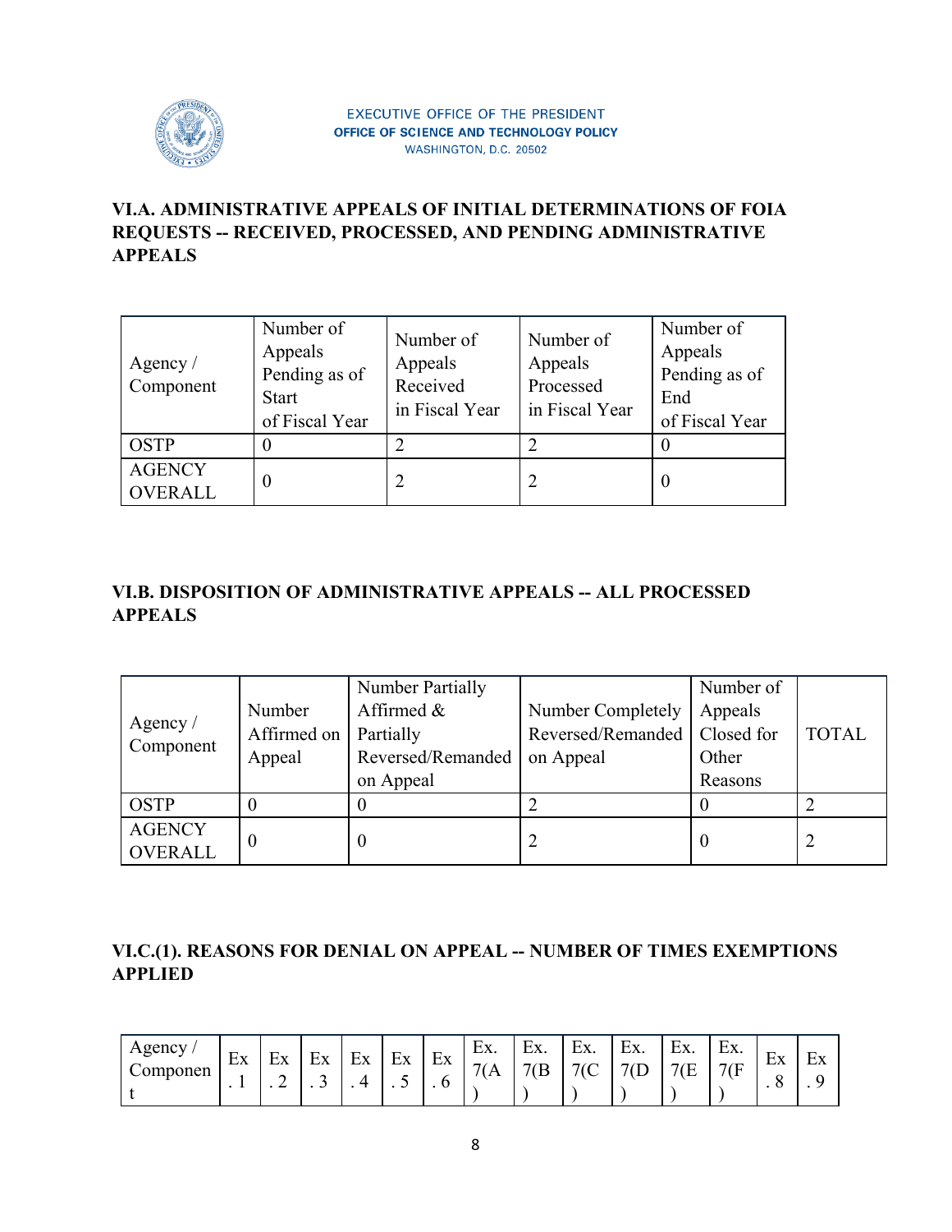EXECUTIVE OFFICE OF THE PRESIDENT
OFFICE OF SCIENCE AND TECHNOLOGY POLICY
WASHINGTON, D.C. 20502

### VI.A. ADMINISTRATIVE APPEALS OF INITIAL DETERMINATIONS OF FOIA REQUESTS -- RECEIVED, PROCESSED, AND PENDING ADMINISTRATIVE APPEALS

| Agency / Component | Number of Appeals Pending as of Start of Fiscal Year | Number of Appeals Received in Fiscal Year | Number of Appeals Processed in Fiscal Year | Number of Appeals Pending as of End of Fiscal Year |
|---|---|---|---|---|
| OSTP | 0 | 2 | 2 | 0 |
| AGENCY OVERALL | 0 | 2 | 2 | 0 |

### VI.B. DISPOSITION OF ADMINISTRATIVE APPEALS -- ALL PROCESSED APPEALS

| Agency / Component | Number Affirmed on Appeal | Number Partially Affirmed & Partially Reversed/Remanded on Appeal | Number Completely Reversed/Remanded on Appeal | Number of Appeals Closed for Other Reasons | TOTAL |
|---|---|---|---|---|---|
| OSTP | 0 | 0 | 2 | 0 | 2 |
| AGENCY OVERALL | 0 | 0 | 2 | 0 | 2 |

### VI.C.(1). REASONS FOR DENIAL ON APPEAL -- NUMBER OF TIMES EXEMPTIONS APPLIED

| Agency / Component | Ex. 1 | Ex. 2 | Ex. 3 | Ex. 4 | Ex. 5 | Ex. 6 | Ex. 7(A) | Ex. 7(B) | Ex. 7(C) | Ex. 7(D) | Ex. 7(E) | Ex. 7(F) | Ex. 8 | Ex. 9 |
|---|---|---|---|---|---|---|---|---|---|---|---|---|---|---|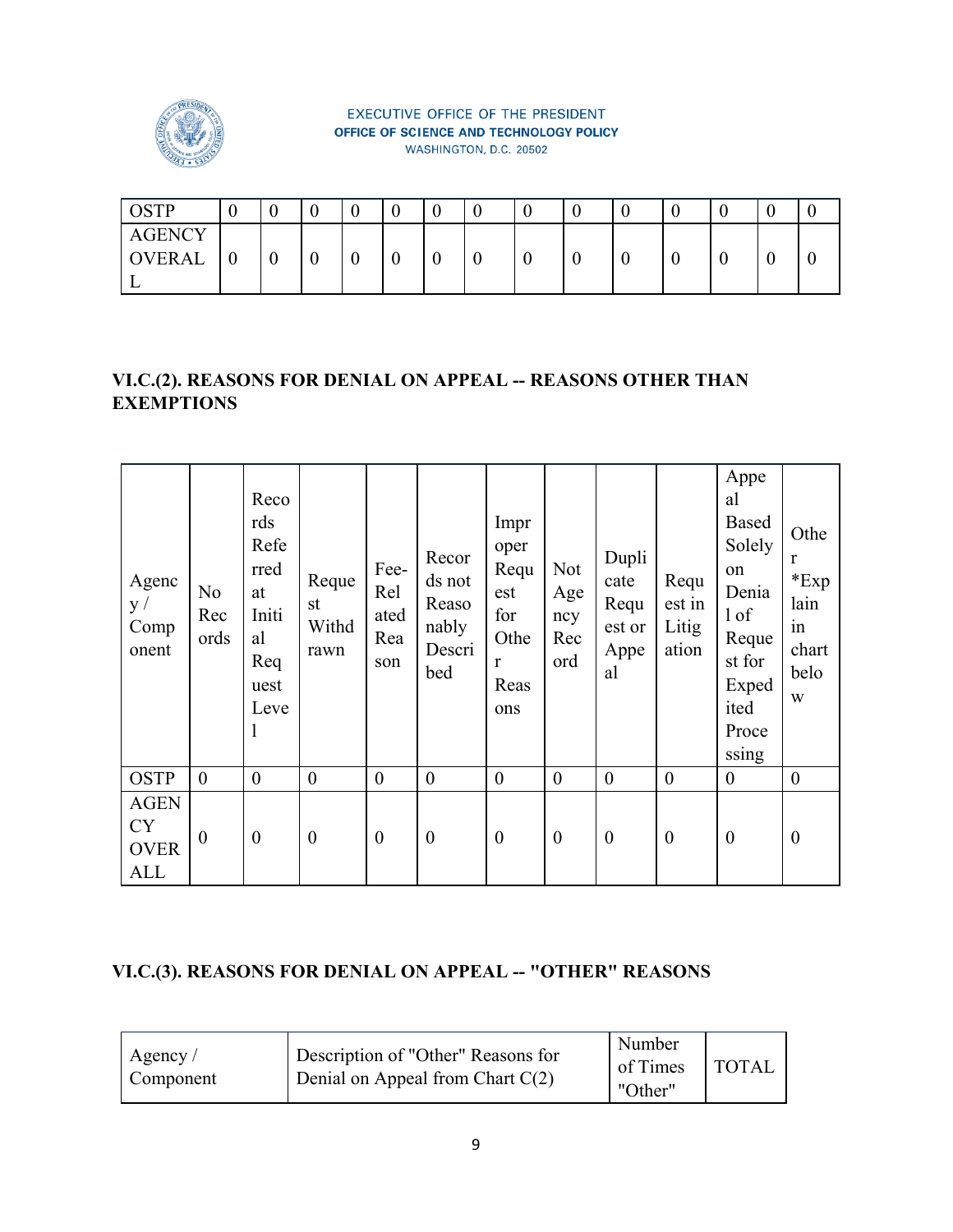| OSTP | 0 | 0 | 0 | 0 | 0 | 0 | 0 | 0 | 0 | 0 | 0 | 0 | 0 | 0 |
|---|---|---|---|---|---|---|---|---|---|---|---|---|---|---|
| AGENCY OVERALL | 0 | 0 | 0 | 0 | 0 | 0 | 0 | 0 | 0 | 0 | 0 | 0 | 0 | 0 |

## VI.C.(2). REASONS FOR DENIAL ON APPEAL -- REASONS OTHER THAN EXEMPTIONS

| Agency / Component | No Records | Records Referred at Initial Request Level | Request Withdrawn | Fee-Related Reason | Records not Reasonably Described | Improper Request for Other Reasons | Not Agency Record | Duplicate Request or Appeal | Request in Litigation | Appeal Based Solely on Denial of Request for Expedited Processing | Other *Explain in chart below |
|---|---|---|---|---|---|---|---|---|---|---|---|
| OSTP | 0 | 0 | 0 | 0 | 0 | 0 | 0 | 0 | 0 | 0 | 0 |
| AGENCY OVERALL | 0 | 0 | 0 | 0 | 0 | 0 | 0 | 0 | 0 | 0 | 0 |

## VI.C.(3). REASONS FOR DENIAL ON APPEAL -- "OTHER" REASONS

| Agency / Component | Description of "Other" Reasons for Denial on Appeal from Chart C(2) | Number of Times "Other" | TOTAL |
|---|---|---|---|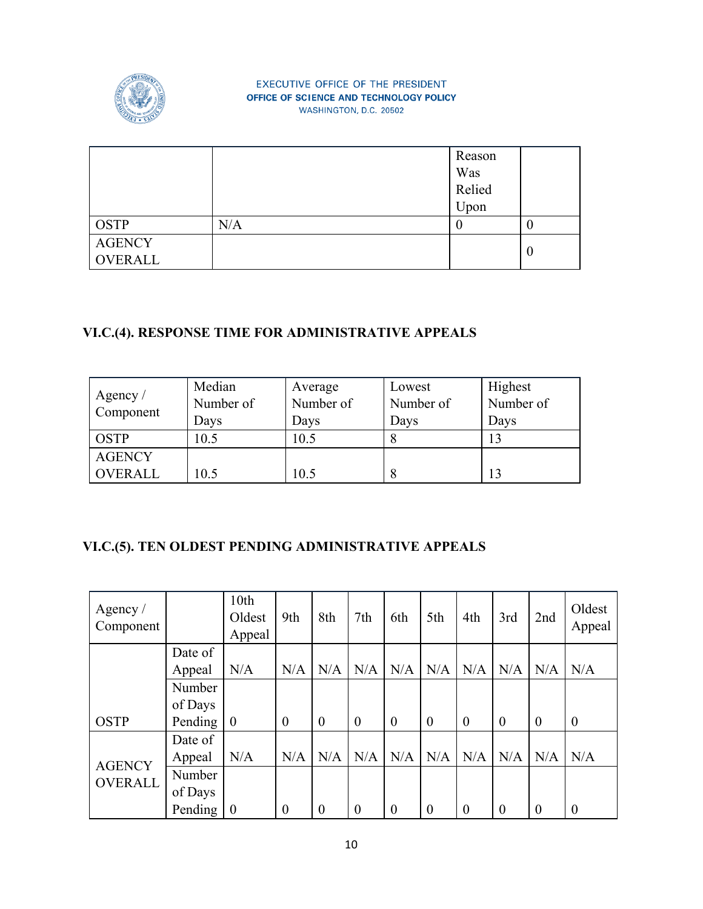|  |  | Reason Was Relied Upon |  |
|---|---|---|---|
| OSTP | N/A | 0 | 0 |
| AGENCY OVERALL |  |  | 0 |

### VI.C.(4). RESPONSE TIME FOR ADMINISTRATIVE APPEALS

| Agency / Component | Median Number of Days | Average Number of Days | Lowest Number of Days | Highest Number of Days |
|---|---|---|---|---|
| OSTP | 10.5 | 10.5 | 8 | 13 |
| AGENCY OVERALL | 10.5 | 10.5 | 8 | 13 |

### VI.C.(5). TEN OLDEST PENDING ADMINISTRATIVE APPEALS

| Agency / Component |  | 10th Oldest Appeal | 9th | 8th | 7th | 6th | 5th | 4th | 3rd | 2nd | Oldest Appeal |
|---|---|---|---|---|---|---|---|---|---|---|---|
| OSTP | Date of Appeal | N/A | N/A | N/A | N/A | N/A | N/A | N/A | N/A | N/A | N/A |
|  | Number of Days Pending | 0 | 0 | 0 | 0 | 0 | 0 | 0 | 0 | 0 | 0 |
| AGENCY OVERALL | Date of Appeal | N/A | N/A | N/A | N/A | N/A | N/A | N/A | N/A | N/A | N/A |
|  | Number of Days Pending | 0 | 0 | 0 | 0 | 0 | 0 | 0 | 0 | 0 | 0 |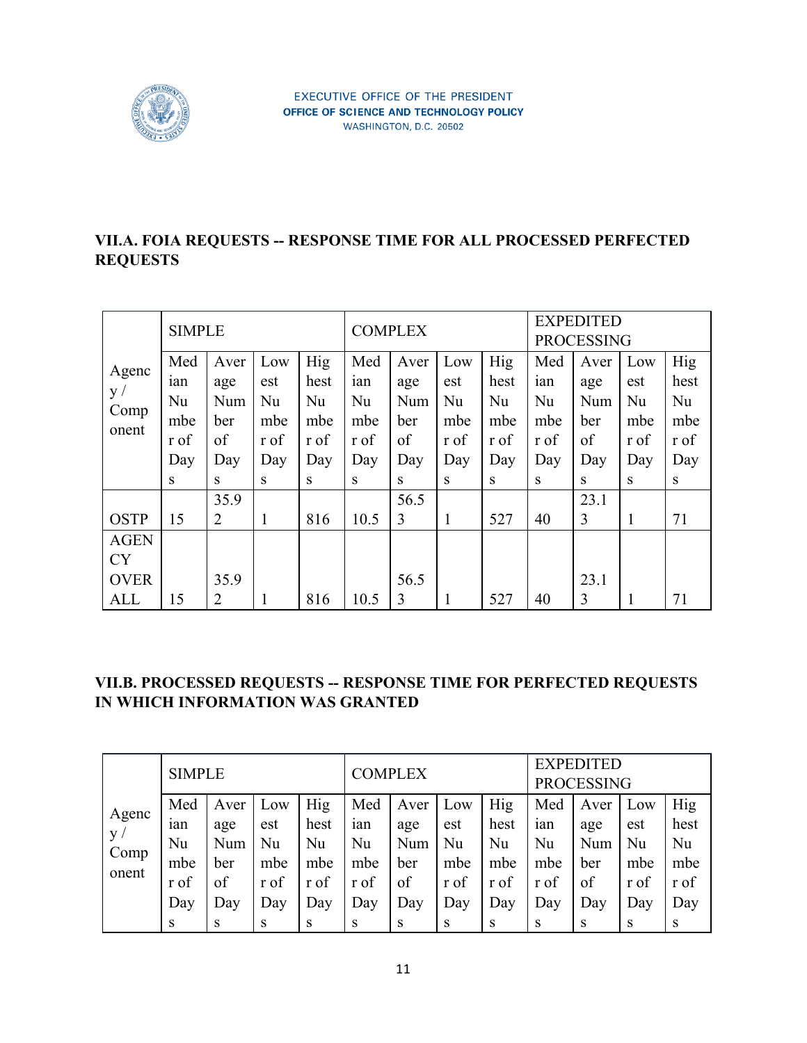EXECUTIVE OFFICE OF THE PRESIDENT
OFFICE OF SCIENCE AND TECHNOLOGY POLICY
WASHINGTON, D.C. 20502

## VII.A. FOIA REQUESTS -- RESPONSE TIME FOR ALL PROCESSED PERFECTED REQUESTS

| Agency / Component | SIMPLE | | | | COMPLEX | | | | EXPEDITED PROCESSING | | | |
|---|---|---|---|---|---|---|---|---|---|---|---|---|
| | Median Number of Days | Average Number of Days | Lowest Number of Days | Highest Number of Days | Median Number of Days | Average Number of Days | Lowest Number of Days | Highest Number of Days | Median Number of Days | Average Number of Days | Lowest Number of Days | Highest Number of Days |
| OSTP | 15 | 35.92 | 1 | 816 | 10.5 | 56.53 | 1 | 527 | 40 | 23.13 | 1 | 71 |
| AGENCY OVERALL | 15 | 35.92 | 1 | 816 | 10.5 | 56.53 | 1 | 527 | 40 | 23.13 | 1 | 71 |

## VII.B. PROCESSED REQUESTS -- RESPONSE TIME FOR PERFECTED REQUESTS IN WHICH INFORMATION WAS GRANTED

| Agency / Component | SIMPLE | | | | COMPLEX | | | | EXPEDITED PROCESSING | | | |
|---|---|---|---|---|---|---|---|---|---|---|---|---|
| | Median Number of Days | Average Number of Days | Lowest Number of Days | Highest Number of Days | Median Number of Days | Average Number of Days | Lowest Number of Days | Highest Number of Days | Median Number of Days | Average Number of Days | Lowest Number of Days | Highest Number of Days |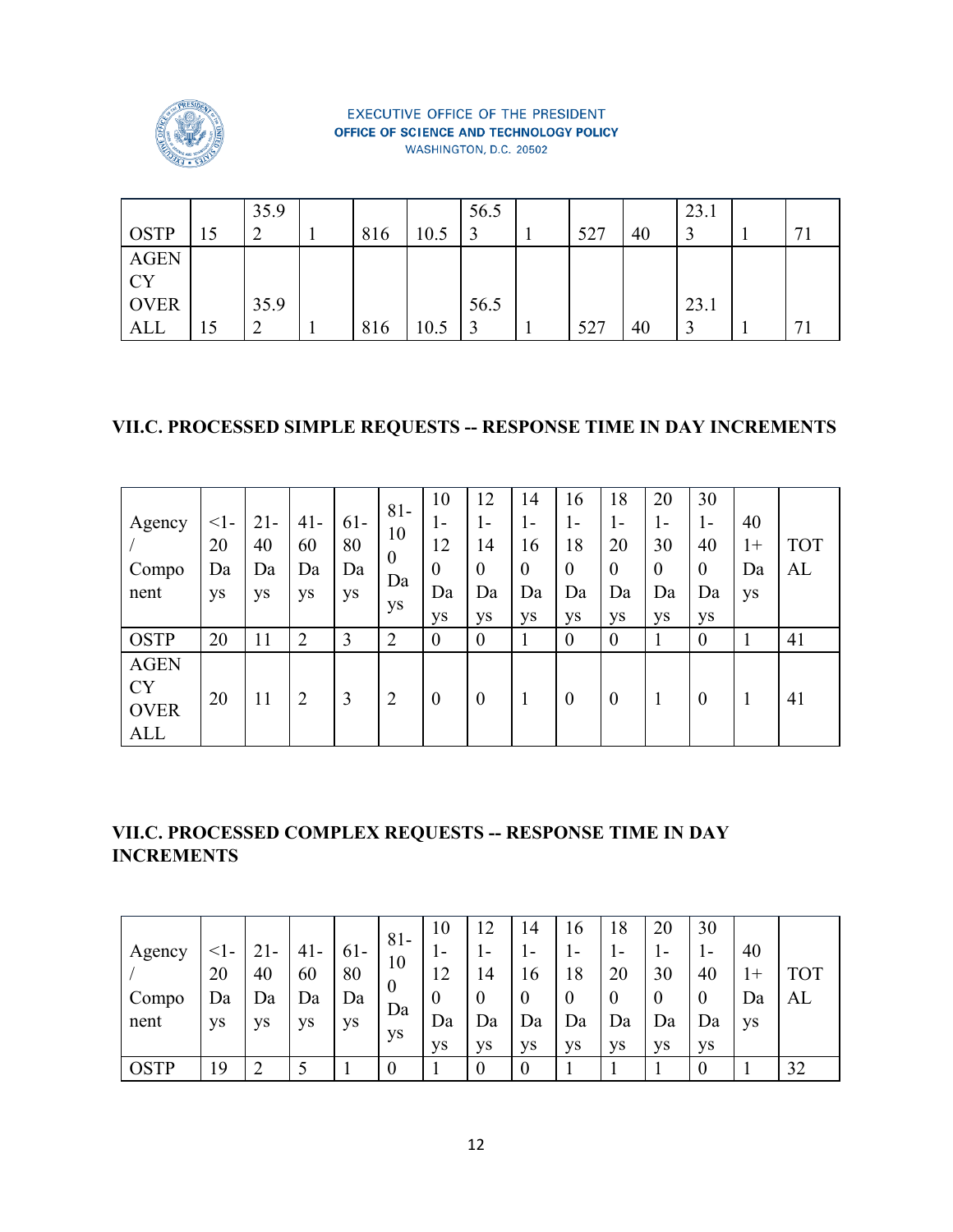| | | | | | | | | | | | | |
|---|---|---|---|---|---|---|---|---|---|---|---|---|
| OSTP | 15 | 35.92 | 1 | 816 | 10.5 | 56.53 | 1 | 527 | 40 | 23.13 | 1 | 71 |
| AGENCY OVERALL | 15 | 35.92 | 1 | 816 | 10.5 | 56.53 | 1 | 527 | 40 | 23.13 | 1 | 71 |

## VII.C. PROCESSED SIMPLE REQUESTS -- RESPONSE TIME IN DAY INCREMENTS

| Agency / Component | <1-20 Days | 21-40 Days | 41-60 Days | 61-80 Days | 81-100 Days | 101-120 Days | 121-140 Days | 141-160 Days | 161-180 Days | 181-200 Days | 201-300 Days | 301-400 Days | 401+ Days | TOTAL |
|---|---|---|---|---|---|---|---|---|---|---|---|---|---|---|
| OSTP | 20 | 11 | 2 | 3 | 2 | 0 | 0 | 1 | 0 | 0 | 1 | 0 | 1 | 41 |
| AGENCY OVERALL | 20 | 11 | 2 | 3 | 2 | 0 | 0 | 1 | 0 | 0 | 1 | 0 | 1 | 41 |

## VII.C. PROCESSED COMPLEX REQUESTS -- RESPONSE TIME IN DAY INCREMENTS

| Agency / Component | <1-20 Days | 21-40 Days | 41-60 Days | 61-80 Days | 81-100 Days | 101-120 Days | 121-140 Days | 141-160 Days | 161-180 Days | 181-200 Days | 201-300 Days | 301-400 Days | 401+ Days | TOTAL |
|---|---|---|---|---|---|---|---|---|---|---|---|---|---|---|
| OSTP | 19 | 2 | 5 | 1 | 0 | 1 | 0 | 0 | 1 | 1 | 1 | 0 | 1 | 32 |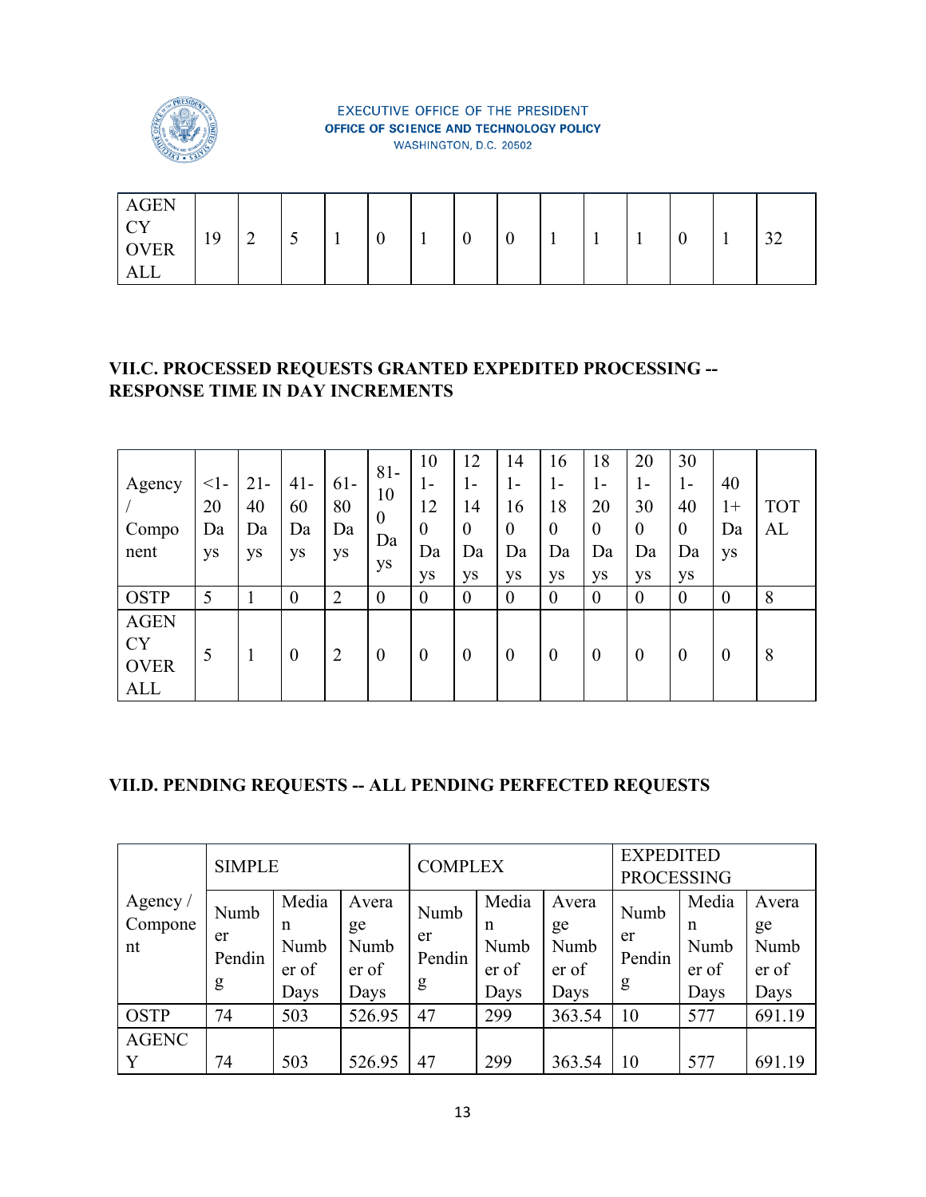| AGENCY OVERALL | 19 | 2 | 5 | 1 | 0 | 1 | 0 | 0 | 1 | 1 | 1 | 0 | 1 | 32 |
|---|---|---|---|---|---|---|---|---|---|---|---|---|---|---|

### VII.C. PROCESSED REQUESTS GRANTED EXPEDITED PROCESSING -- RESPONSE TIME IN DAY INCREMENTS

| Agency / Component | <1-20 Days | 21-40 Days | 41-60 Days | 61-80 Days | 81-100 Days | 101-120 Days | 121-140 Days | 141-160 Days | 161-180 Days | 181-200 Days | 201-300 Days | 301-400 Days | 401+ Days | TOTAL |
|---|---|---|---|---|---|---|---|---|---|---|---|---|---|---|
| OSTP | 5 | 1 | 0 | 2 | 0 | 0 | 0 | 0 | 0 | 0 | 0 | 0 | 0 | 8 |
| AGENCY OVERALL | 5 | 1 | 0 | 2 | 0 | 0 | 0 | 0 | 0 | 0 | 0 | 0 | 0 | 8 |

### VII.D. PENDING REQUESTS -- ALL PENDING PERFECTED REQUESTS

| Agency / Component | SIMPLE | | | COMPLEX | | | EXPEDITED PROCESSING | | |
|---|---|---|---|---|---|---|---|---|---|
| | Number Pending | Median Number of Days | Average Number of Days | Number Pending | Median Number of Days | Average Number of Days | Number Pending | Median Number of Days | Average Number of Days |
| OSTP | 74 | 503 | 526.95 | 47 | 299 | 363.54 | 10 | 577 | 691.19 |
| AGENCY | 74 | 503 | 526.95 | 47 | 299 | 363.54 | 10 | 577 | 691.19 |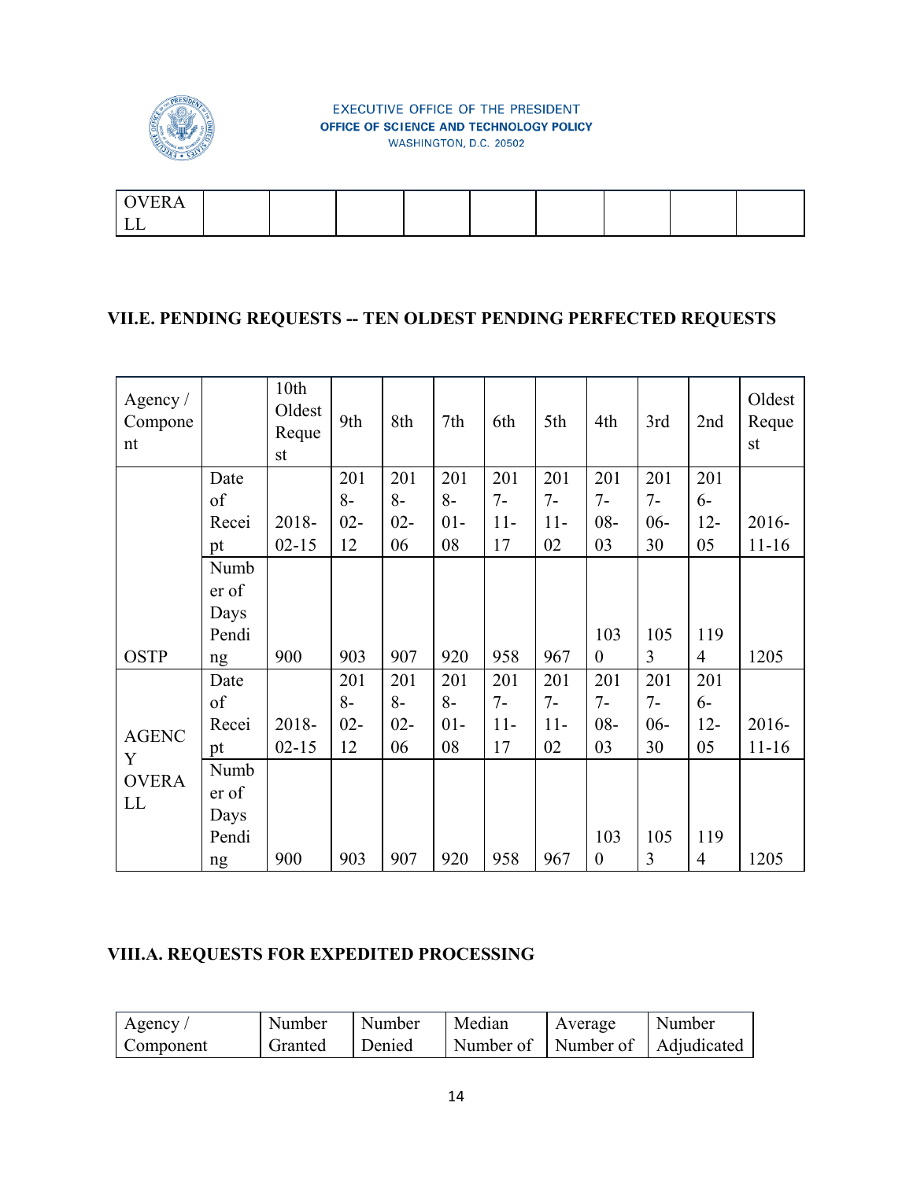| OVERALL | | | | | | | | | |
|---|---|---|---|---|---|---|---|---|---|

### VII.E. PENDING REQUESTS -- TEN OLDEST PENDING PERFECTED REQUESTS

| Agency / Component | | 10th Oldest Request | 9th | 8th | 7th | 6th | 5th | 4th | 3rd | 2nd | Oldest Request |
|---|---|---|---|---|---|---|---|---|---|---|---|
| OSTP | Date of Receipt | 2018-02-15 | 2018-02-12 | 2018-02-06 | 2018-01-08 | 2017-11-17 | 2017-11-02 | 2017-08-03 | 2017-06-30 | 2016-12-05 | 2016-11-16 |
| | Number of Days Pending | 900 | 903 | 907 | 920 | 958 | 967 | 1030 | 1053 | 1194 | 1205 |
| AGENCY OVERALL | Date of Receipt | 2018-02-15 | 2018-02-12 | 2018-02-06 | 2018-01-08 | 2017-11-17 | 2017-11-02 | 2017-08-03 | 2017-06-30 | 2016-12-05 | 2016-11-16 |
| | Number of Days Pending | 900 | 903 | 907 | 920 | 958 | 967 | 1030 | 1053 | 1194 | 1205 |

### VIII.A. REQUESTS FOR EXPEDITED PROCESSING

| Agency / Component | Number Granted | Number Denied | Median Number of | Average Number of | Number Adjudicated |
|---|---|---|---|---|---|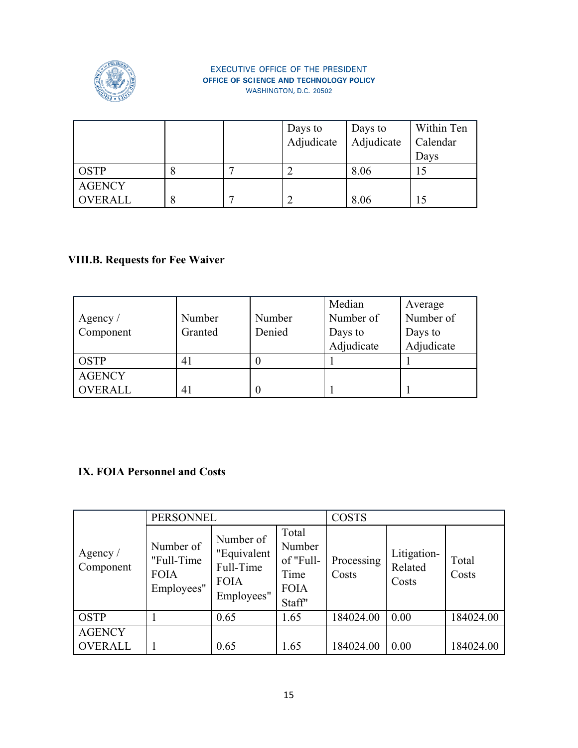EXECUTIVE OFFICE OF THE PRESIDENT
OFFICE OF SCIENCE AND TECHNOLOGY POLICY
WASHINGTON, D.C. 20502

| | | | Days to Adjudicate | Days to Adjudicate | Within Ten Calendar Days |
|---|---|---|---|---|---|
| OSTP | 8 | 7 | 2 | 8.06 | 15 |
| AGENCY OVERALL | 8 | 7 | 2 | 8.06 | 15 |

### VIII.B. Requests for Fee Waiver

| Agency / Component | Number Granted | Number Denied | Median Number of Days to Adjudicate | Average Number of Days to Adjudicate |
|---|---|---|---|---|
| OSTP | 41 | 0 | 1 | 1 |
| AGENCY OVERALL | 41 | 0 | 1 | 1 |

### IX. FOIA Personnel and Costs

| Agency / Component | PERSONNEL | | | COSTS | | |
|---|---|---|---|---|---|---|
| | Number of "Full-Time FOIA Employees" | Number of "Equivalent Full-Time FOIA Employees" | Total Number of "Full-Time FOIA Staff" | Processing Costs | Litigation-Related Costs | Total Costs |
| OSTP | 1 | 0.65 | 1.65 | 184024.00 | 0.00 | 184024.00 |
| AGENCY OVERALL | 1 | 0.65 | 1.65 | 184024.00 | 0.00 | 184024.00 |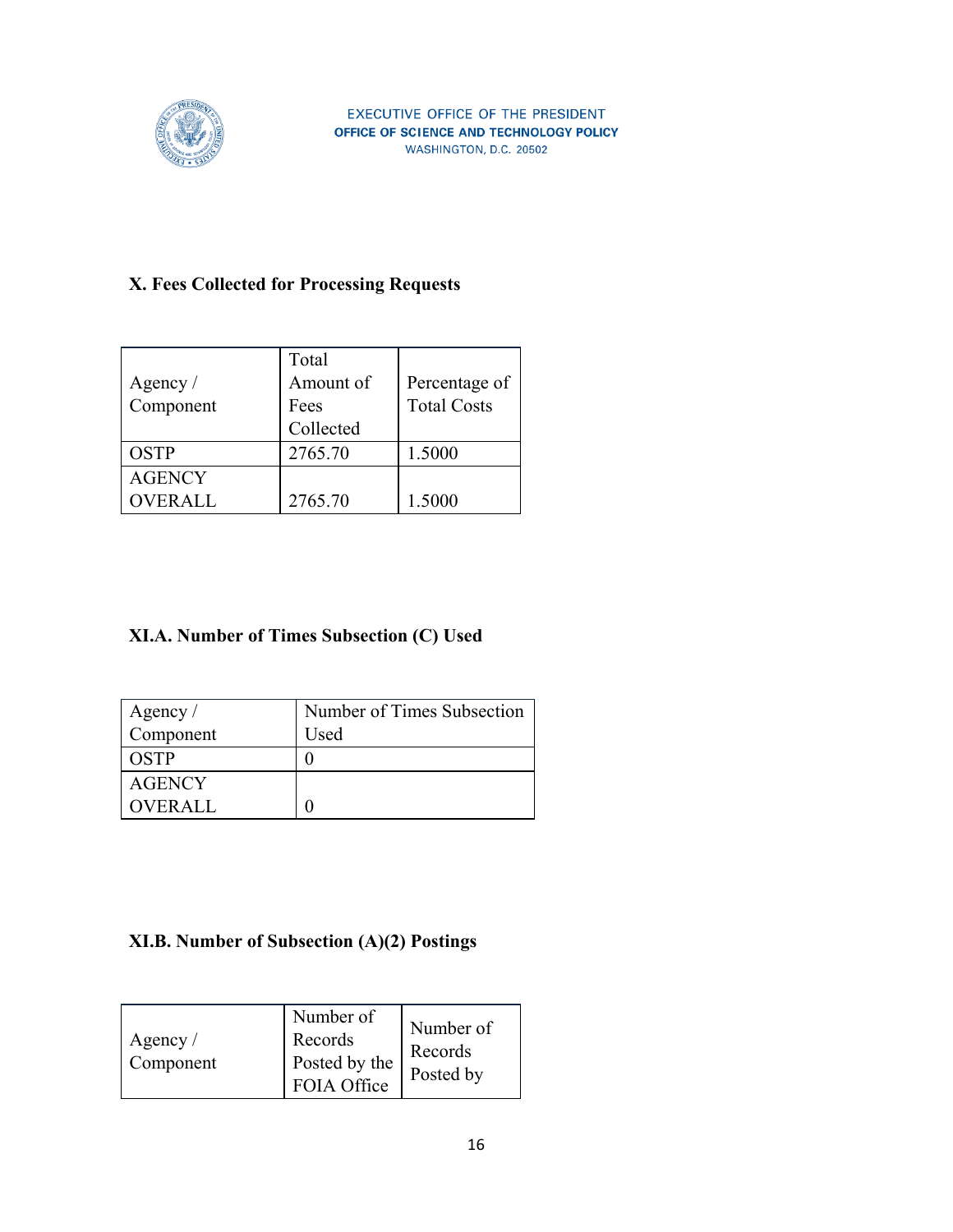EXECUTIVE OFFICE OF THE PRESIDENT
OFFICE OF SCIENCE AND TECHNOLOGY POLICY
WASHINGTON, D.C. 20502

### X. Fees Collected for Processing Requests

| Agency / Component | Total Amount of Fees Collected | Percentage of Total Costs |
|---|---|---|
| OSTP | 2765.70 | 1.5000 |
| AGENCY OVERALL | 2765.70 | 1.5000 |

### XI.A. Number of Times Subsection (C) Used

| Agency / Component | Number of Times Subsection Used |
|---|---|
| OSTP | 0 |
| AGENCY OVERALL | 0 |

### XI.B. Number of Subsection (A)(2) Postings

| Agency / Component | Number of Records Posted by the FOIA Office | Number of Records Posted by |
|---|---|---|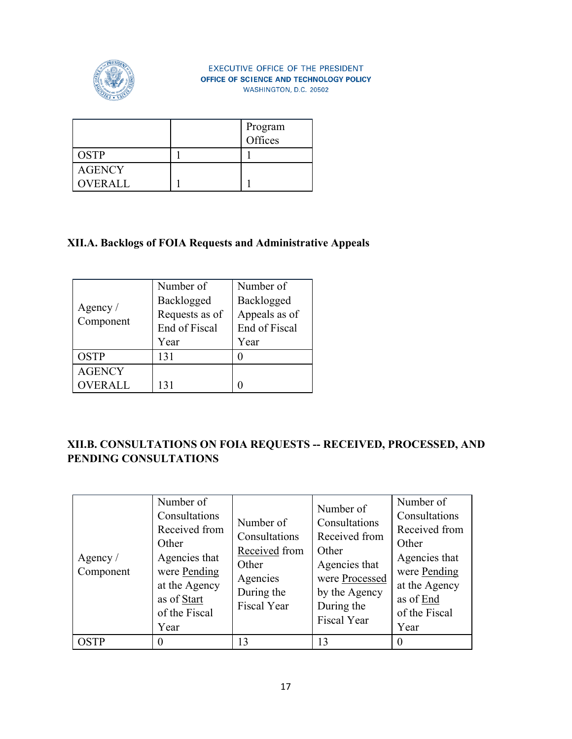EXECUTIVE OFFICE OF THE PRESIDENT
OFFICE OF SCIENCE AND TECHNOLOGY POLICY
WASHINGTON, D.C. 20502

| | | Program Offices |
|---|---|---|
| OSTP | 1 | 1 |
| AGENCY OVERALL | 1 | 1 |

### XII.A. Backlogs of FOIA Requests and Administrative Appeals

| Agency / Component | Number of Backlogged Requests as of End of Fiscal Year | Number of Backlogged Appeals as of End of Fiscal Year |
|---|---|---|
| OSTP | 131 | 0 |
| AGENCY OVERALL | 131 | 0 |

### XII.B. CONSULTATIONS ON FOIA REQUESTS -- RECEIVED, PROCESSED, AND PENDING CONSULTATIONS

| Agency / Component | Number of Consultations Received from Other Agencies that were Pending at the Agency as of Start of the Fiscal Year | Number of Consultations Received from Other Agencies During the Fiscal Year | Number of Consultations Received from Other Agencies that were Processed by the Agency During the Fiscal Year | Number of Consultations Received from Other Agencies that were Pending at the Agency as of End of the Fiscal Year |
|---|---|---|---|---|
| OSTP | 0 | 13 | 13 | 0 |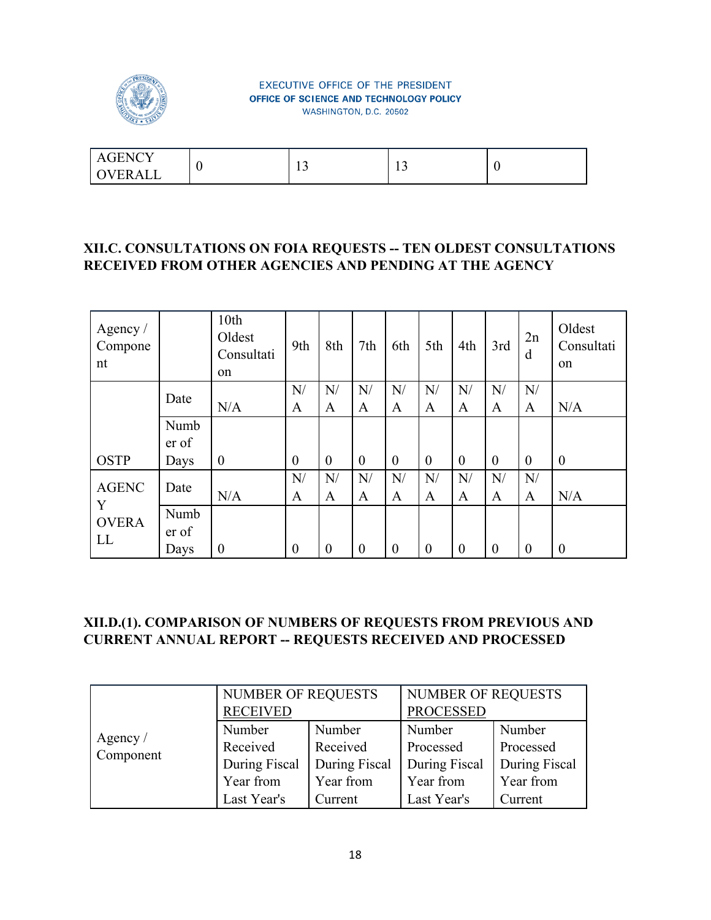| AGENCY OVERALL | 0 | 13 | 13 | 0 |
|---|---|---|---|---|

## XII.C. CONSULTATIONS ON FOIA REQUESTS -- TEN OLDEST CONSULTATIONS RECEIVED FROM OTHER AGENCIES AND PENDING AT THE AGENCY

| Agency / Component | | 10th Oldest Consultation | 9th | 8th | 7th | 6th | 5th | 4th | 3rd | 2nd | Oldest Consultation |
|---|---|---|---|---|---|---|---|---|---|---|---|
| OSTP | Date | N/A | N/A | N/A | N/A | N/A | N/A | N/A | N/A | N/A | N/A |
| | Number of Days | 0 | 0 | 0 | 0 | 0 | 0 | 0 | 0 | 0 | 0 |
| AGENCY OVERALL | Date | N/A | N/A | N/A | N/A | N/A | N/A | N/A | N/A | N/A | N/A |
| | Number of Days | 0 | 0 | 0 | 0 | 0 | 0 | 0 | 0 | 0 | 0 |

## XII.D.(1). COMPARISON OF NUMBERS OF REQUESTS FROM PREVIOUS AND CURRENT ANNUAL REPORT -- REQUESTS RECEIVED AND PROCESSED

| Agency / Component | NUMBER OF REQUESTS RECEIVED | | NUMBER OF REQUESTS PROCESSED | |
|---|---|---|---|---|
| | Number Received During Fiscal Year from Last Year's | Number Received During Fiscal Year from Current | Number Processed During Fiscal Year from Last Year's | Number Processed During Fiscal Year from Current |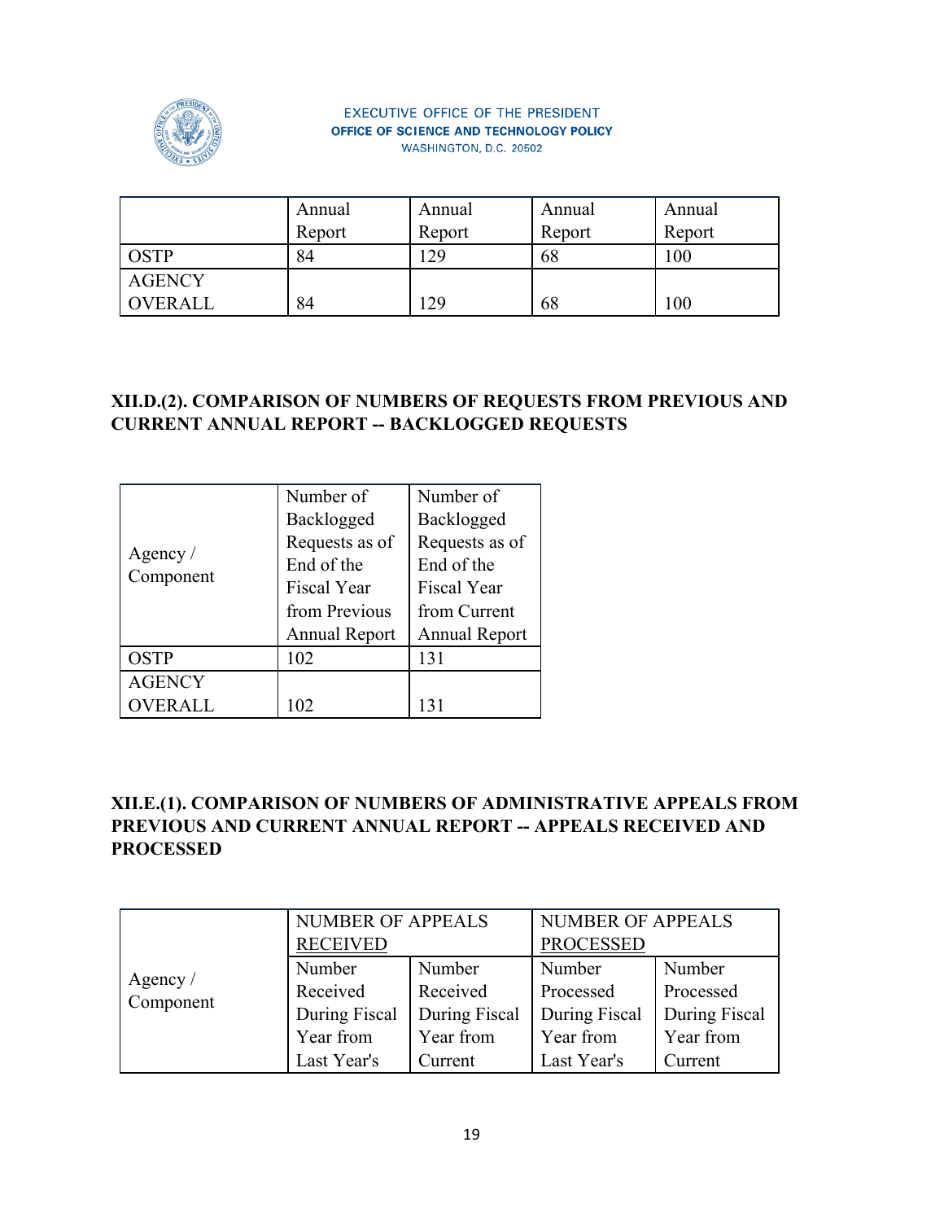EXECUTIVE OFFICE OF THE PRESIDENT
OFFICE OF SCIENCE AND TECHNOLOGY POLICY
WASHINGTON, D.C. 20502

| | Annual Report | Annual Report | Annual Report | Annual Report |
|---|---|---|---|---|
| OSTP | 84 | 129 | 68 | 100 |
| AGENCY OVERALL | 84 | 129 | 68 | 100 |

### XII.D.(2). COMPARISON OF NUMBERS OF REQUESTS FROM PREVIOUS AND CURRENT ANNUAL REPORT -- BACKLOGGED REQUESTS

| Agency / Component | Number of Backlogged Requests as of End of the Fiscal Year from Previous Annual Report | Number of Backlogged Requests as of End of the Fiscal Year from Current Annual Report |
|---|---|---|
| OSTP | 102 | 131 |
| AGENCY OVERALL | 102 | 131 |

### XII.E.(1). COMPARISON OF NUMBERS OF ADMINISTRATIVE APPEALS FROM PREVIOUS AND CURRENT ANNUAL REPORT -- APPEALS RECEIVED AND PROCESSED

| Agency / Component | NUMBER OF APPEALS RECEIVED | | NUMBER OF APPEALS PROCESSED | |
|---|---|---|---|---|
| | Number Received During Fiscal Year from Last Year's | Number Received During Fiscal Year from Current | Number Processed During Fiscal Year from Last Year's | Number Processed During Fiscal Year from Current |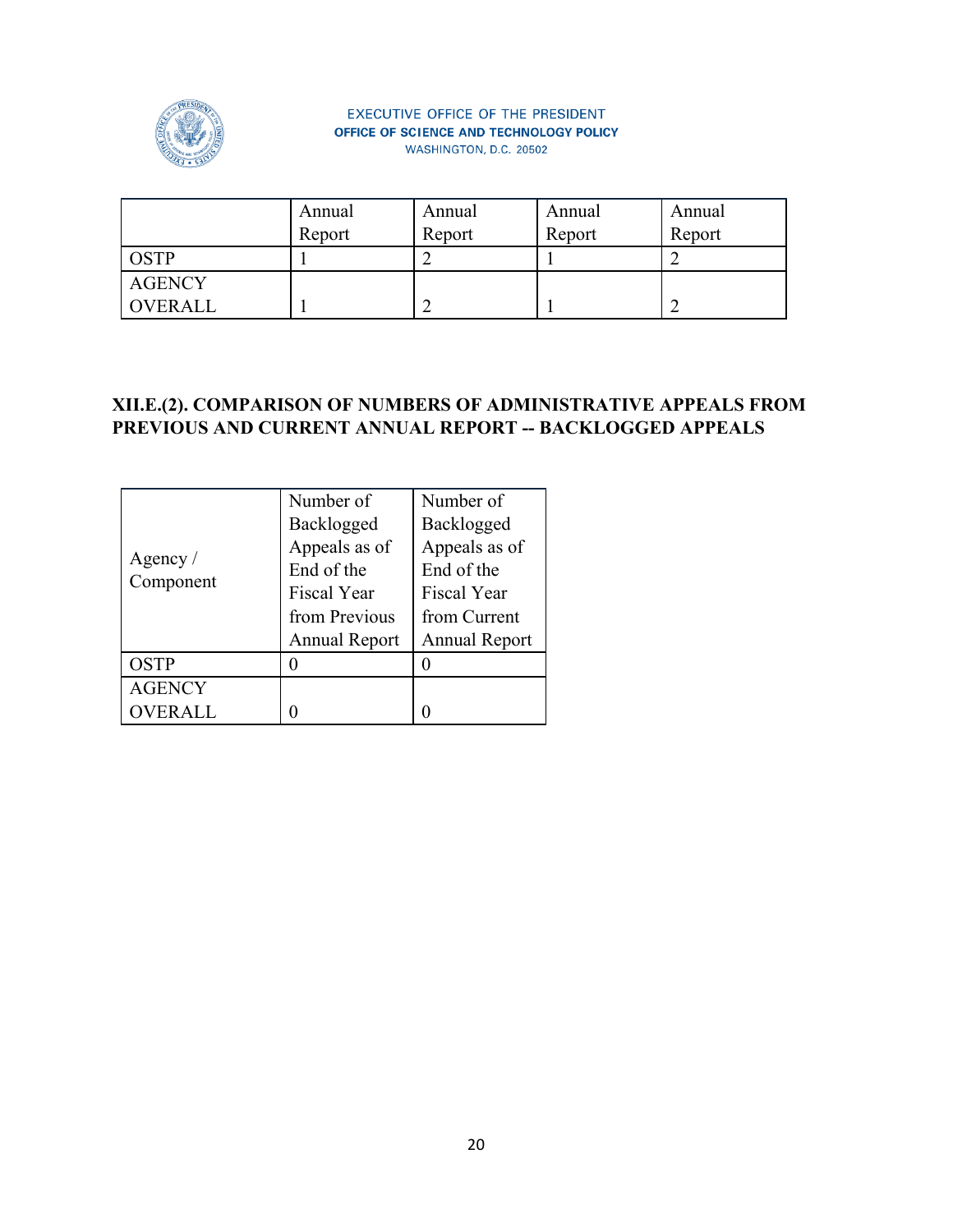| | Annual Report | Annual Report | Annual Report | Annual Report |
|---|---|---|---|---|
| OSTP | 1 | 2 | 1 | 2 |
| AGENCY OVERALL | 1 | 2 | 1 | 2 |

## XII.E.(2). COMPARISON OF NUMBERS OF ADMINISTRATIVE APPEALS FROM PREVIOUS AND CURRENT ANNUAL REPORT -- BACKLOGGED APPEALS

| Agency / Component | Number of Backlogged Appeals as of End of the Fiscal Year from Previous Annual Report | Number of Backlogged Appeals as of End of the Fiscal Year from Current Annual Report |
|---|---|---|
| OSTP | 0 | 0 |
| AGENCY OVERALL | 0 | 0 |